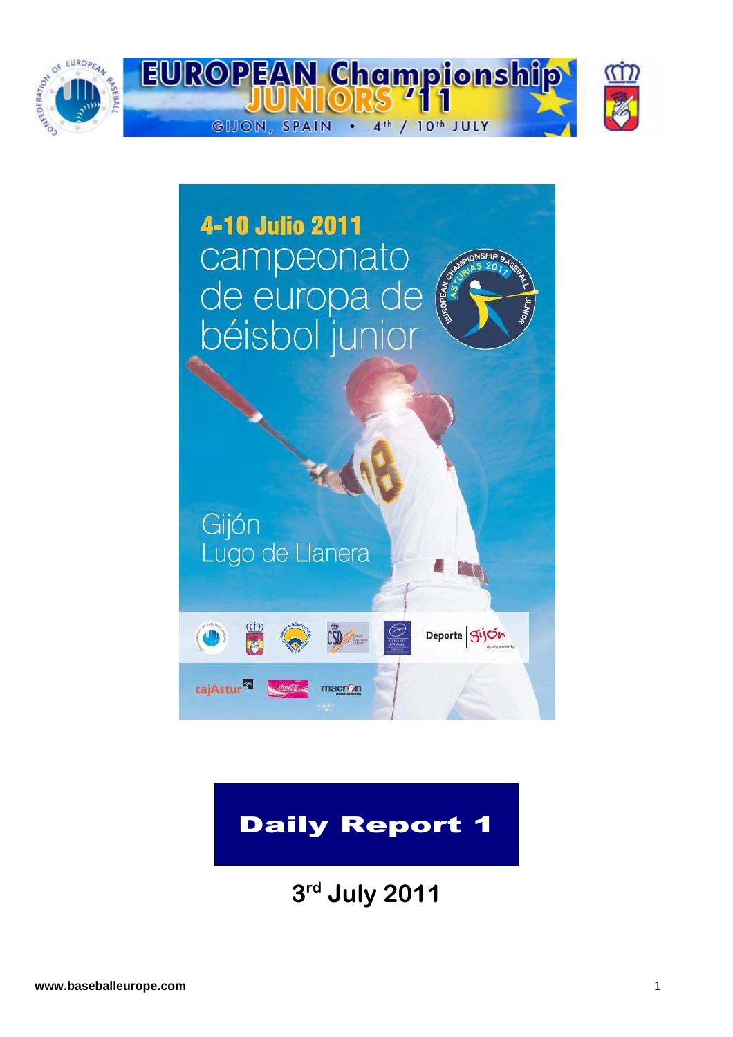# EUROPEAN Championship JUNIORS '11

GIJON, SPAIN • 4th / 10th JULY

4-10 Julio 2011

campeonato de europa de béisbol junior

Gijón

Lugo de Llanera

## Daily Report 1

## 3rd July 2011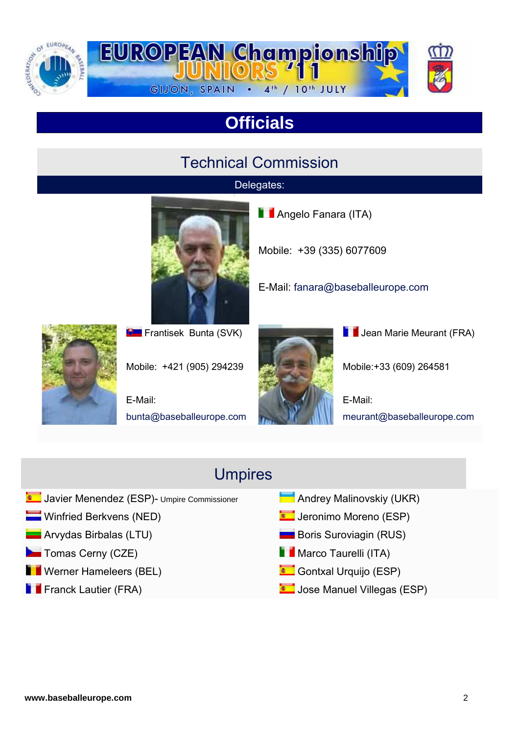EUROPEAN Championship JUNIORS '11

GIJON, SPAIN • 4th / 10th JULY

# Officials

## Technical Commission

### Delegates:

Angelo Fanara (ITA)

Mobile: +39 (335) 6077609

E-Mail: fanara@baseballeurope.com

Frantisek Bunta (SVK)

Mobile: +421 (905) 294239

E-Mail: bunta@baseballeurope.com

Jean Marie Meurant (FRA)

Mobile:+33 (609) 264581

E-Mail: meurant@baseballeurope.com

## Umpires

- Javier Menendez (ESP)- Umpire Commissioner
- Winfried Berkvens (NED)
- Arvydas Birbalas (LTU)
- Tomas Cerny (CZE)
- Werner Hameleers (BEL)
- Franck Lautier (FRA)
- Andrey Malinovskiy (UKR)
- Jeronimo Moreno (ESP)
- Boris Suroviagin (RUS)
- Marco Taurelli (ITA)
- Gontxal Urquijo (ESP)
- Jose Manuel Villegas (ESP)

www.baseballeurope.com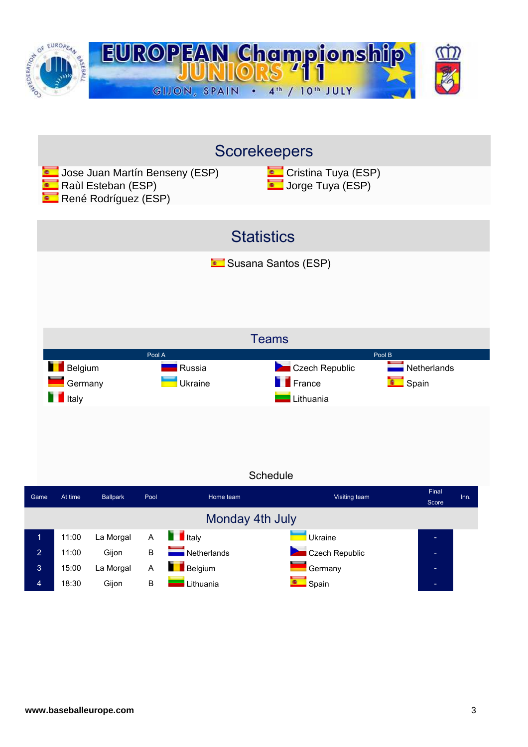# EUROPEAN Championship JUNIORS '11

GIJON, SPAIN • 4th / 10th JULY

## Scorekeepers

- Jose Juan Martín Benseny (ESP)
- Raùl Esteban (ESP)
- René Rodríguez (ESP)
- Cristina Tuya (ESP)
- Jorge Tuya (ESP)

## Statistics

Susana Santos (ESP)

## Teams

| Pool A | | Pool B | |
|---|---|---|---|
| Belgium | Russia | Czech Republic | Netherlands |
| Germany | Ukraine | France | Spain |
| Italy | | Lithuania | |

## Schedule

| Game | At time | Ballpark | Pool | Home team | Visiting team | Final Score | Inn. |
|---|---|---|---|---|---|---|---|
| **Monday 4th July** | | | | | | | |
| 1 | 11:00 | La Morgal | A | Italy | Ukraine | - | |
| 2 | 11:00 | Gijon | B | Netherlands | Czech Republic | - | |
| 3 | 15:00 | La Morgal | A | Belgium | Germany | - | |
| 4 | 18:30 | Gijon | B | Lithuania | Spain | - | |

www.baseballeurope.com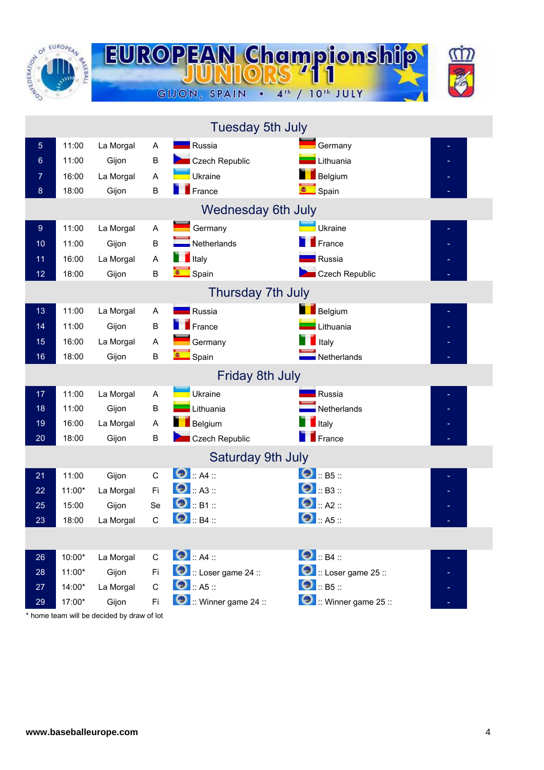# EUROPEAN Championship JUNIORS '11

GIJON, SPAIN • 4th / 10th JULY

## Tuesday 5th July

| # | Time | Venue | Group | Home | Away | Score |
|---|---|---|---|---|---|---|
| 5 | 11:00 | La Morgal | A | Russia | Germany | - |
| 6 | 11:00 | Gijon | B | Czech Republic | Lithuania | - |
| 7 | 16:00 | La Morgal | A | Ukraine | Belgium | - |
| 8 | 18:00 | Gijon | B | France | Spain | - |

## Wednesday 6th July

| # | Time | Venue | Group | Home | Away | Score |
|---|---|---|---|---|---|---|
| 9 | 11:00 | La Morgal | A | Germany | Ukraine | - |
| 10 | 11:00 | Gijon | B | Netherlands | France | - |
| 11 | 16:00 | La Morgal | A | Italy | Russia | - |
| 12 | 18:00 | Gijon | B | Spain | Czech Republic | - |

## Thursday 7th July

| # | Time | Venue | Group | Home | Away | Score |
|---|---|---|---|---|---|---|
| 13 | 11:00 | La Morgal | A | Russia | Belgium | - |
| 14 | 11:00 | Gijon | B | France | Lithuania | - |
| 15 | 16:00 | La Morgal | A | Germany | Italy | - |
| 16 | 18:00 | Gijon | B | Spain | Netherlands | - |

## Friday 8th July

| # | Time | Venue | Group | Home | Away | Score |
|---|---|---|---|---|---|---|
| 17 | 11:00 | La Morgal | A | Ukraine | Russia | - |
| 18 | 11:00 | Gijon | B | Lithuania | Netherlands | - |
| 19 | 16:00 | La Morgal | A | Belgium | Italy | - |
| 20 | 18:00 | Gijon | B | Czech Republic | France | - |

## Saturday 9th July

| # | Time | Venue | Group | Home | Away | Score |
|---|---|---|---|---|---|---|
| 21 | 11:00 | Gijon | C | :: A4 :: | :: B5 :: | - |
| 22 | 11:00* | La Morgal | Fi | :: A3 :: | :: B3 :: | - |
| 25 | 15:00 | Gijon | Se | :: B1 :: | :: A2 :: | - |
| 23 | 18:00 | La Morgal | C | :: B4 :: | :: A5 :: | - |

| # | Time | Venue | Group | Home | Away | Score |
|---|---|---|---|---|---|---|
| 26 | 10:00* | La Morgal | C | :: A4 :: | :: B4 :: | - |
| 28 | 11:00* | Gijon | Fi | :: Loser game 24 :: | :: Loser game 25 :: | - |
| 27 | 14:00* | La Morgal | C | :: A5 :: | :: B5 :: | - |
| 29 | 17:00* | Gijon | Fi | :: Winner game 24 :: | :: Winner game 25 :: | - |

* home team will be decided by draw of lot

www.baseballeurope.com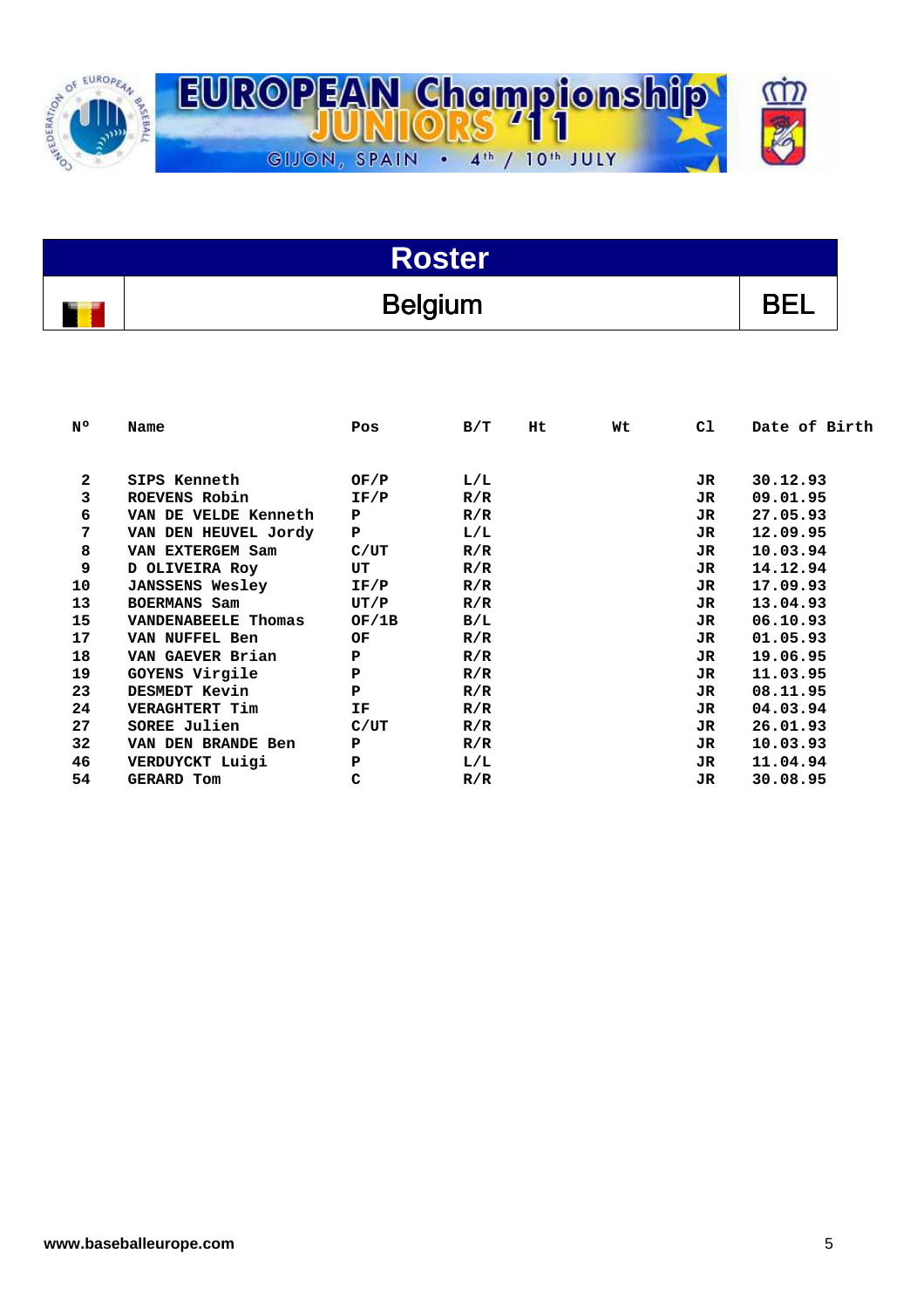# EUROPEAN Championship JUNIORS '11

GIJON, SPAIN • 4th / 10th JULY

## Roster

## Belgium — BEL

| Nº | Name | Pos | B/T | Ht | Wt | Cl | Date of Birth |
|---|---|---|---|---|---|---|---|
| 2 | SIPS Kenneth | OF/P | L/L | | | JR | 30.12.93 |
| 3 | ROEVENS Robin | IF/P | R/R | | | JR | 09.01.95 |
| 6 | VAN DE VELDE Kenneth | P | R/R | | | JR | 27.05.93 |
| 7 | VAN DEN HEUVEL Jordy | P | L/L | | | JR | 12.09.95 |
| 8 | VAN EXTERGEM Sam | C/UT | R/R | | | JR | 10.03.94 |
| 9 | D OLIVEIRA Roy | UT | R/R | | | JR | 14.12.94 |
| 10 | JANSSENS Wesley | IF/P | R/R | | | JR | 17.09.93 |
| 13 | BOERMANS Sam | UT/P | R/R | | | JR | 13.04.93 |
| 15 | VANDENABEELE Thomas | OF/1B | B/L | | | JR | 06.10.93 |
| 17 | VAN NUFFEL Ben | OF | R/R | | | JR | 01.05.93 |
| 18 | VAN GAEVER Brian | P | R/R | | | JR | 19.06.95 |
| 19 | GOYENS Virgile | P | R/R | | | JR | 11.03.95 |
| 23 | DESMEDT Kevin | P | R/R | | | JR | 08.11.95 |
| 24 | VERAGHTERT Tim | IF | R/R | | | JR | 04.03.94 |
| 27 | SOREE Julien | C/UT | R/R | | | JR | 26.01.93 |
| 32 | VAN DEN BRANDE Ben | P | R/R | | | JR | 10.03.93 |
| 46 | VERDUYCKT Luigi | P | L/L | | | JR | 11.04.94 |
| 54 | GERARD Tom | C | R/R | | | JR | 30.08.95 |

www.baseballeurope.com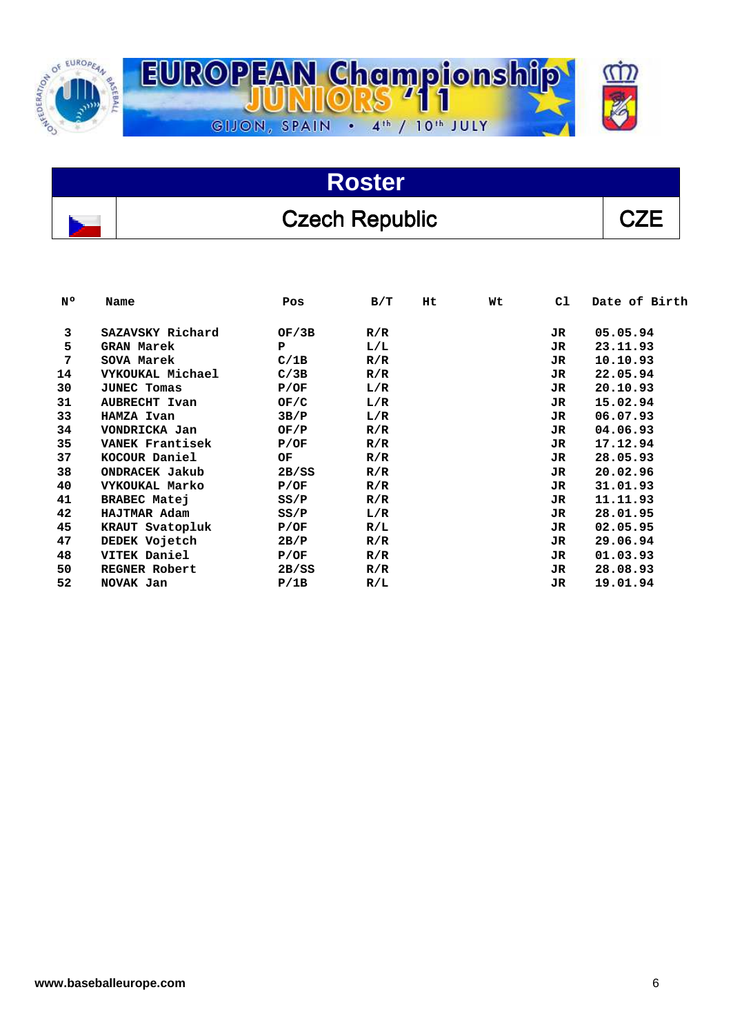# EUROPEAN Championship JUNIORS '11

GIJON, SPAIN • 4th / 10th JULY

## Roster

| | Czech Republic | CZE |
|---|---|---|

| Nº | Name | Pos | B/T | Ht | Wt | Cl | Date of Birth |
|---|---|---|---|---|---|---|---|
| 3 | SAZAVSKY Richard | OF/3B | R/R | | | JR | 05.05.94 |
| 5 | GRAN Marek | P | L/L | | | JR | 23.11.93 |
| 7 | SOVA Marek | C/1B | R/R | | | JR | 10.10.93 |
| 14 | VYKOUKAL Michael | C/3B | R/R | | | JR | 22.05.94 |
| 30 | JUNEC Tomas | P/OF | L/R | | | JR | 20.10.93 |
| 31 | AUBRECHT Ivan | OF/C | L/R | | | JR | 15.02.94 |
| 33 | HAMZA Ivan | 3B/P | L/R | | | JR | 06.07.93 |
| 34 | VONDRICKA Jan | OF/P | R/R | | | JR | 04.06.93 |
| 35 | VANEK Frantisek | P/OF | R/R | | | JR | 17.12.94 |
| 37 | KOCOUR Daniel | OF | R/R | | | JR | 28.05.93 |
| 38 | ONDRACEK Jakub | 2B/SS | R/R | | | JR | 20.02.96 |
| 40 | VYKOUKAL Marko | P/OF | R/R | | | JR | 31.01.93 |
| 41 | BRABEC Matej | SS/P | R/R | | | JR | 11.11.93 |
| 42 | HAJTMAR Adam | SS/P | L/R | | | JR | 28.01.95 |
| 45 | KRAUT Svatopluk | P/OF | R/L | | | JR | 02.05.95 |
| 47 | DEDEK Vojetch | 2B/P | R/R | | | JR | 29.06.94 |
| 48 | VITEK Daniel | P/OF | R/R | | | JR | 01.03.93 |
| 50 | REGNER Robert | 2B/SS | R/R | | | JR | 28.08.93 |
| 52 | NOVAK Jan | P/1B | R/L | | | JR | 19.01.94 |

www.baseballeurope.com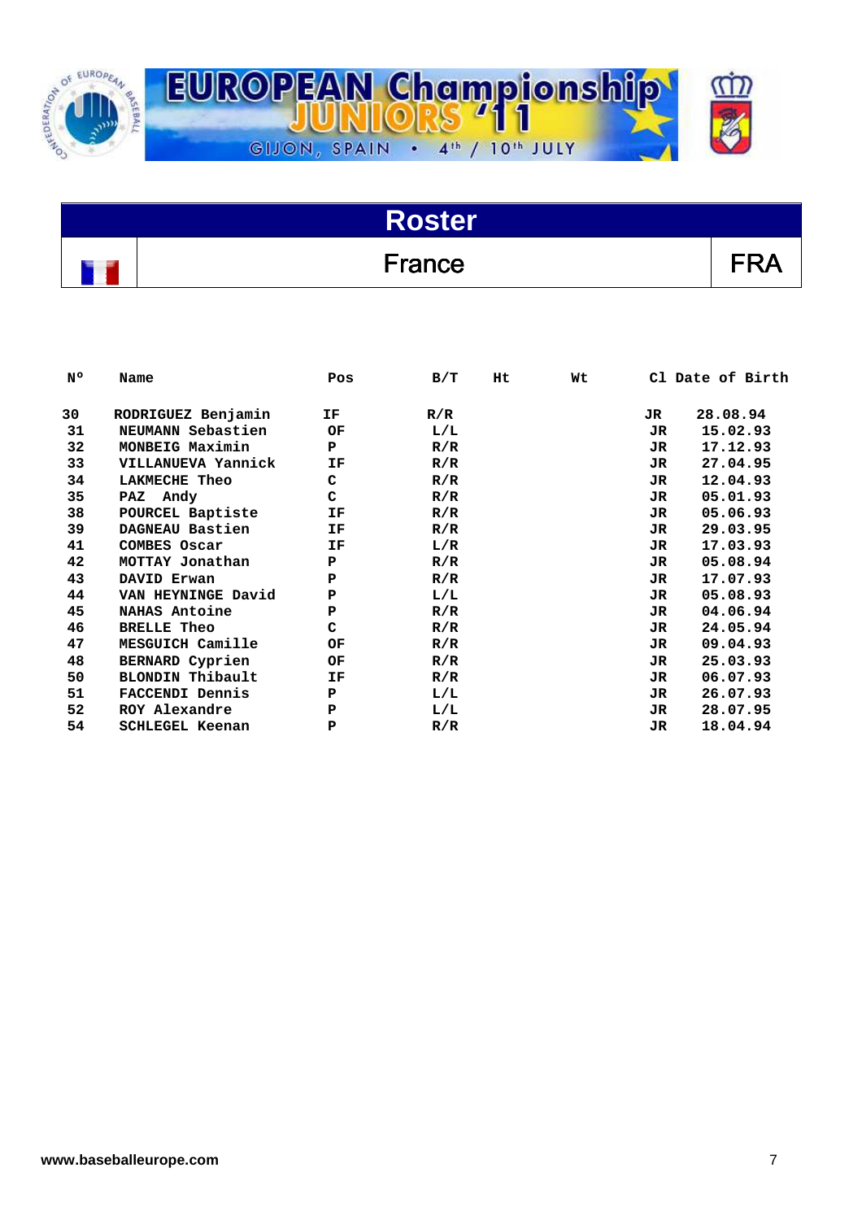EUROPEAN Championship JUNIORS '11

GIJON, SPAIN • 4th / 10th JULY

# Roster

## France | FRA

| Nº | Name | Pos | B/T | Ht | Wt | Cl | Date of Birth |
|---|---|---|---|---|---|---|---|
| 30 | RODRIGUEZ Benjamin | IF | R/R | | | JR | 28.08.94 |
| 31 | NEUMANN Sebastien | OF | L/L | | | JR | 15.02.93 |
| 32 | MONBEIG Maximin | P | R/R | | | JR | 17.12.93 |
| 33 | VILLANUEVA Yannick | IF | R/R | | | JR | 27.04.95 |
| 34 | LAKMECHE Theo | C | R/R | | | JR | 12.04.93 |
| 35 | PAZ Andy | C | R/R | | | JR | 05.01.93 |
| 38 | POURCEL Baptiste | IF | R/R | | | JR | 05.06.93 |
| 39 | DAGNEAU Bastien | IF | R/R | | | JR | 29.03.95 |
| 41 | COMBES Oscar | IF | L/R | | | JR | 17.03.93 |
| 42 | MOTTAY Jonathan | P | R/R | | | JR | 05.08.94 |
| 43 | DAVID Erwan | P | R/R | | | JR | 17.07.93 |
| 44 | VAN HEYNINGE David | P | L/L | | | JR | 05.08.93 |
| 45 | NAHAS Antoine | P | R/R | | | JR | 04.06.94 |
| 46 | BRELLE Theo | C | R/R | | | JR | 24.05.94 |
| 47 | MESGUICH Camille | OF | R/R | | | JR | 09.04.93 |
| 48 | BERNARD Cyprien | OF | R/R | | | JR | 25.03.93 |
| 50 | BLONDIN Thibault | IF | R/R | | | JR | 06.07.93 |
| 51 | FACCENDI Dennis | P | L/L | | | JR | 26.07.93 |
| 52 | ROY Alexandre | P | L/L | | | JR | 28.07.95 |
| 54 | SCHLEGEL Keenan | P | R/R | | | JR | 18.04.94 |

www.baseballeurope.com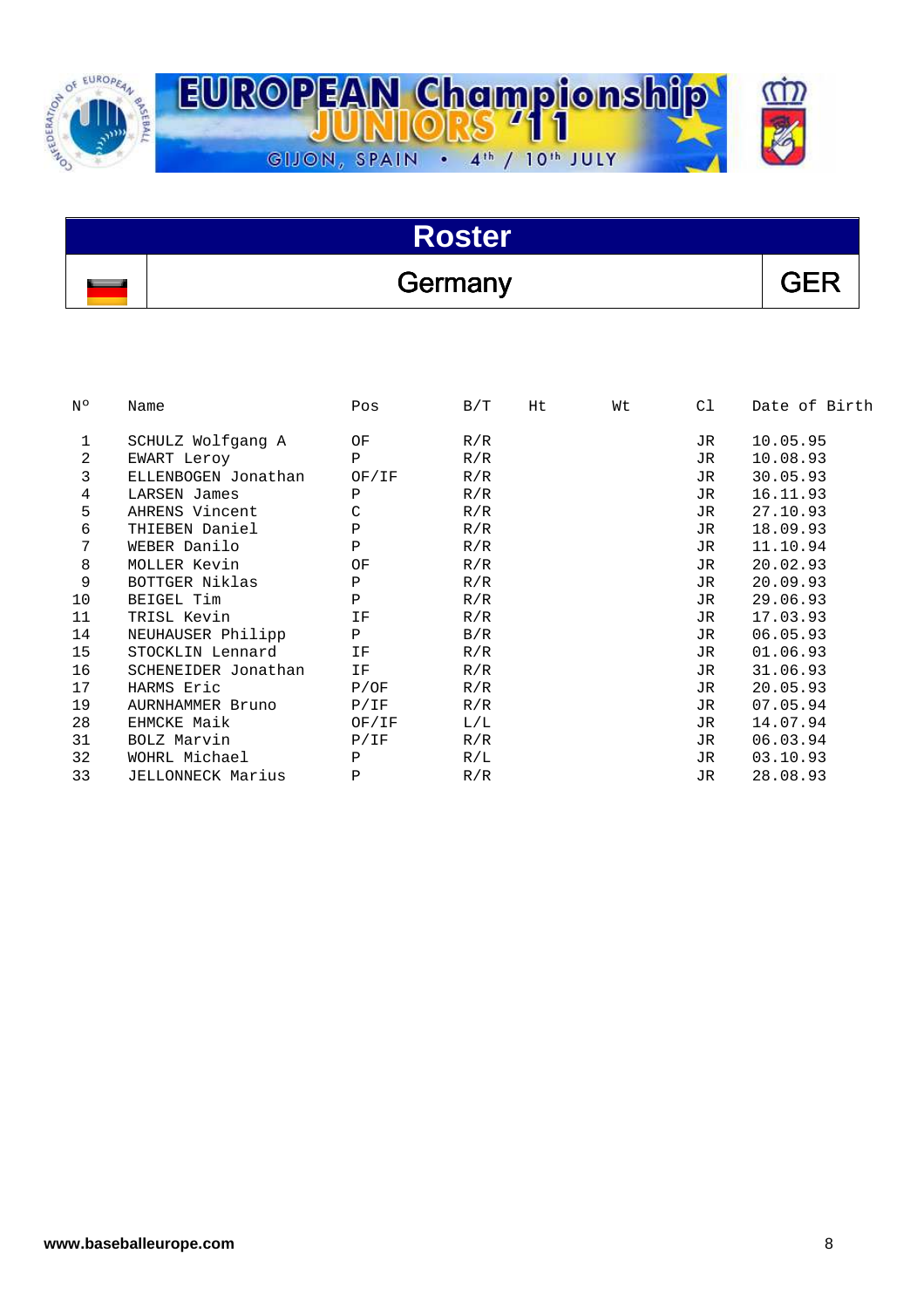EUROPEAN Championship JUNIORS '11

GIJON, SPAIN • 4th / 10th JULY

# Roster

## Germany — GER

| Nº | Name | Pos | B/T | Ht | Wt | Cl | Date of Birth |
|---|---|---|---|---|---|---|---|
| 1 | SCHULZ Wolfgang A | OF | R/R | | | JR | 10.05.95 |
| 2 | EWART Leroy | P | R/R | | | JR | 10.08.93 |
| 3 | ELLENBOGEN Jonathan | OF/IF | R/R | | | JR | 30.05.93 |
| 4 | LARSEN James | P | R/R | | | JR | 16.11.93 |
| 5 | AHRENS Vincent | C | R/R | | | JR | 27.10.93 |
| 6 | THIEBEN Daniel | P | R/R | | | JR | 18.09.93 |
| 7 | WEBER Danilo | P | R/R | | | JR | 11.10.94 |
| 8 | MOLLER Kevin | OF | R/R | | | JR | 20.02.93 |
| 9 | BOTTGER Niklas | P | R/R | | | JR | 20.09.93 |
| 10 | BEIGEL Tim | P | R/R | | | JR | 29.06.93 |
| 11 | TRISL Kevin | IF | R/R | | | JR | 17.03.93 |
| 14 | NEUHAUSER Philipp | P | B/R | | | JR | 06.05.93 |
| 15 | STOCKLIN Lennard | IF | R/R | | | JR | 01.06.93 |
| 16 | SCHENEIDER Jonathan | IF | R/R | | | JR | 31.06.93 |
| 17 | HARMS Eric | P/OF | R/R | | | JR | 20.05.93 |
| 19 | AURNHAMMER Bruno | P/IF | R/R | | | JR | 07.05.94 |
| 28 | EHMCKE Maik | OF/IF | L/L | | | JR | 14.07.94 |
| 31 | BOLZ Marvin | P/IF | R/R | | | JR | 06.03.94 |
| 32 | WOHRL Michael | P | R/L | | | JR | 03.10.93 |
| 33 | JELLONNECK Marius | P | R/R | | | JR | 28.08.93 |

www.baseballeurope.com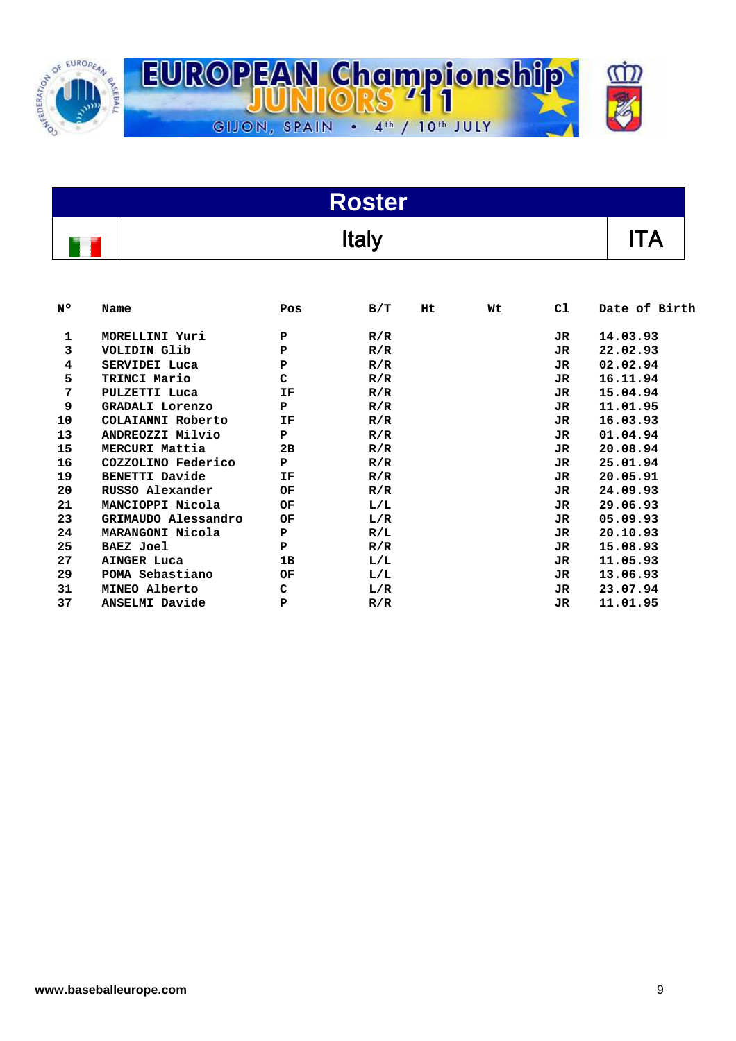EUROPEAN Championship JUNIORS '11

GIJON, SPAIN • 4th / 10th JULY

## Roster

| | Italy | ITA |
|---|---|---|

| Nº | Name | Pos | B/T | Ht | Wt | Cl | Date of Birth |
|---|---|---|---|---|---|---|---|
| 1 | MORELLINI Yuri | P | R/R | | | JR | 14.03.93 |
| 3 | VOLIDIN Glib | P | R/R | | | JR | 22.02.93 |
| 4 | SERVIDEI Luca | P | R/R | | | JR | 02.02.94 |
| 5 | TRINCI Mario | C | R/R | | | JR | 16.11.94 |
| 7 | PULZETTI Luca | IF | R/R | | | JR | 15.04.94 |
| 9 | GRADALI Lorenzo | P | R/R | | | JR | 11.01.95 |
| 10 | COLAIANNI Roberto | IF | R/R | | | JR | 16.03.93 |
| 13 | ANDREOZZI Milvio | P | R/R | | | JR | 01.04.94 |
| 15 | MERCURI Mattia | 2B | R/R | | | JR | 20.08.94 |
| 16 | COZZOLINO Federico | P | R/R | | | JR | 25.01.94 |
| 19 | BENETTI Davide | IF | R/R | | | JR | 20.05.91 |
| 20 | RUSSO Alexander | OF | R/R | | | JR | 24.09.93 |
| 21 | MANCIOPPI Nicola | OF | L/L | | | JR | 29.06.93 |
| 23 | GRIMAUDO Alessandro | OF | L/R | | | JR | 05.09.93 |
| 24 | MARANGONI Nicola | P | R/L | | | JR | 20.10.93 |
| 25 | BAEZ Joel | P | R/R | | | JR | 15.08.93 |
| 27 | AINGER Luca | 1B | L/L | | | JR | 11.05.93 |
| 29 | POMA Sebastiano | OF | L/L | | | JR | 13.06.93 |
| 31 | MINEO Alberto | C | L/R | | | JR | 23.07.94 |
| 37 | ANSELMI Davide | P | R/R | | | JR | 11.01.95 |

www.baseballeurope.com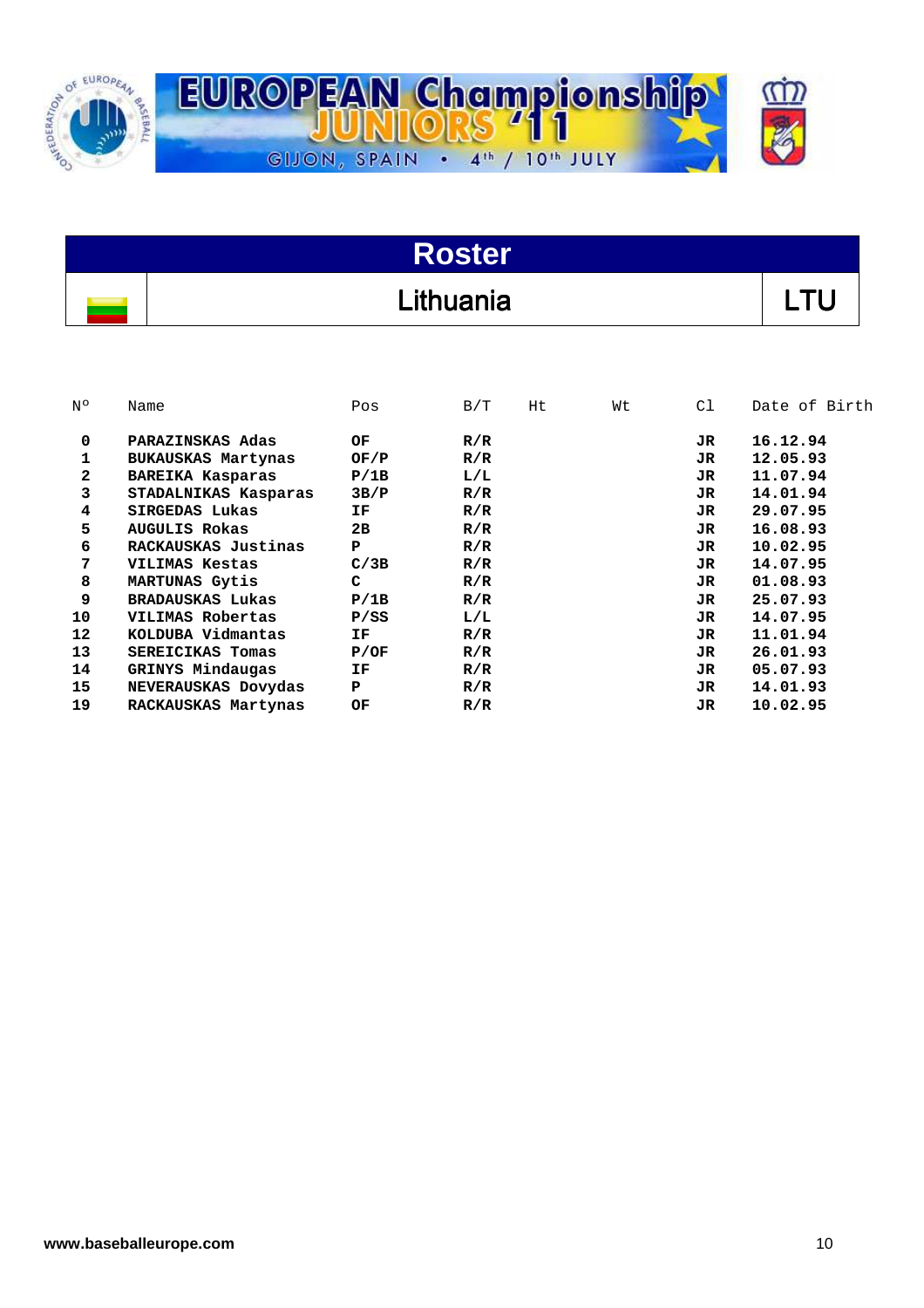# EUROPEAN Championship JUNIORS '11

GIJON, SPAIN • 4th / 10th JULY

## Roster

## Lithuania — LTU

| Nº | Name | Pos | B/T | Ht | Wt | Cl | Date of Birth |
|---|---|---|---|---|---|---|---|
| 0 | PARAZINSKAS Adas | OF | R/R | | | JR | 16.12.94 |
| 1 | BUKAUSKAS Martynas | OF/P | R/R | | | JR | 12.05.93 |
| 2 | BAREIKA Kasparas | P/1B | L/L | | | JR | 11.07.94 |
| 3 | STADALNIKAS Kasparas | 3B/P | R/R | | | JR | 14.01.94 |
| 4 | SIRGEDAS Lukas | IF | R/R | | | JR | 29.07.95 |
| 5 | AUGULIS Rokas | 2B | R/R | | | JR | 16.08.93 |
| 6 | RACKAUSKAS Justinas | P | R/R | | | JR | 10.02.95 |
| 7 | VILIMAS Kestas | C/3B | R/R | | | JR | 14.07.95 |
| 8 | MARTUNAS Gytis | C | R/R | | | JR | 01.08.93 |
| 9 | BRADAUSKAS Lukas | P/1B | R/R | | | JR | 25.07.93 |
| 10 | VILIMAS Robertas | P/SS | L/L | | | JR | 14.07.95 |
| 12 | KOLDUBA Vidmantas | IF | R/R | | | JR | 11.01.94 |
| 13 | SEREICIKAS Tomas | P/OF | R/R | | | JR | 26.01.93 |
| 14 | GRINYS Mindaugas | IF | R/R | | | JR | 05.07.93 |
| 15 | NEVERAUSKAS Dovydas | P | R/R | | | JR | 14.01.93 |
| 19 | RACKAUSKAS Martynas | OF | R/R | | | JR | 10.02.95 |

www.baseballeurope.com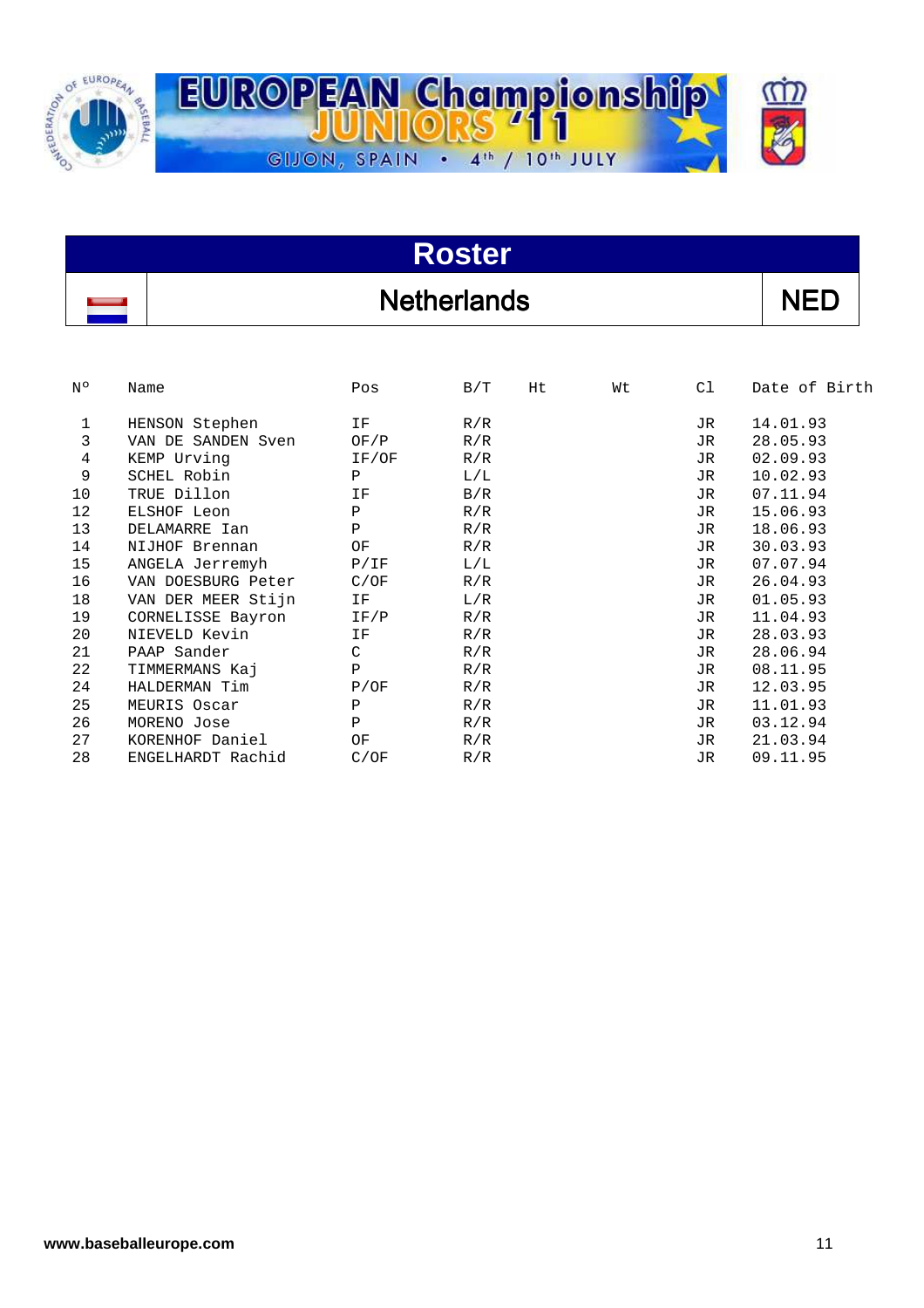# EUROPEAN Championship JUNIORS '11

GIJON, SPAIN • 4th / 10th JULY

## Roster

## Netherlands | NED

| Nº | Name | Pos | B/T | Ht | Wt | Cl | Date of Birth |
|---|---|---|---|---|---|---|---|
| 1 | HENSON Stephen | IF | R/R | | | JR | 14.01.93 |
| 3 | VAN DE SANDEN Sven | OF/P | R/R | | | JR | 28.05.93 |
| 4 | KEMP Urving | IF/OF | R/R | | | JR | 02.09.93 |
| 9 | SCHEL Robin | P | L/L | | | JR | 10.02.93 |
| 10 | TRUE Dillon | IF | B/R | | | JR | 07.11.94 |
| 12 | ELSHOF Leon | P | R/R | | | JR | 15.06.93 |
| 13 | DELAMARRE Ian | P | R/R | | | JR | 18.06.93 |
| 14 | NIJHOF Brennan | OF | R/R | | | JR | 30.03.93 |
| 15 | ANGELA Jerremyh | P/IF | L/L | | | JR | 07.07.94 |
| 16 | VAN DOESBURG Peter | C/OF | R/R | | | JR | 26.04.93 |
| 18 | VAN DER MEER Stijn | IF | L/R | | | JR | 01.05.93 |
| 19 | CORNELISSE Bayron | IF/P | R/R | | | JR | 11.04.93 |
| 20 | NIEVELD Kevin | IF | R/R | | | JR | 28.03.93 |
| 21 | PAAP Sander | C | R/R | | | JR | 28.06.94 |
| 22 | TIMMERMANS Kaj | P | R/R | | | JR | 08.11.95 |
| 24 | HALDERMAN Tim | P/OF | R/R | | | JR | 12.03.95 |
| 25 | MEURIS Oscar | P | R/R | | | JR | 11.01.93 |
| 26 | MORENO Jose | P | R/R | | | JR | 03.12.94 |
| 27 | KORENHOF Daniel | OF | R/R | | | JR | 21.03.94 |
| 28 | ENGELHARDT Rachid | C/OF | R/R | | | JR | 09.11.95 |

www.baseballeurope.com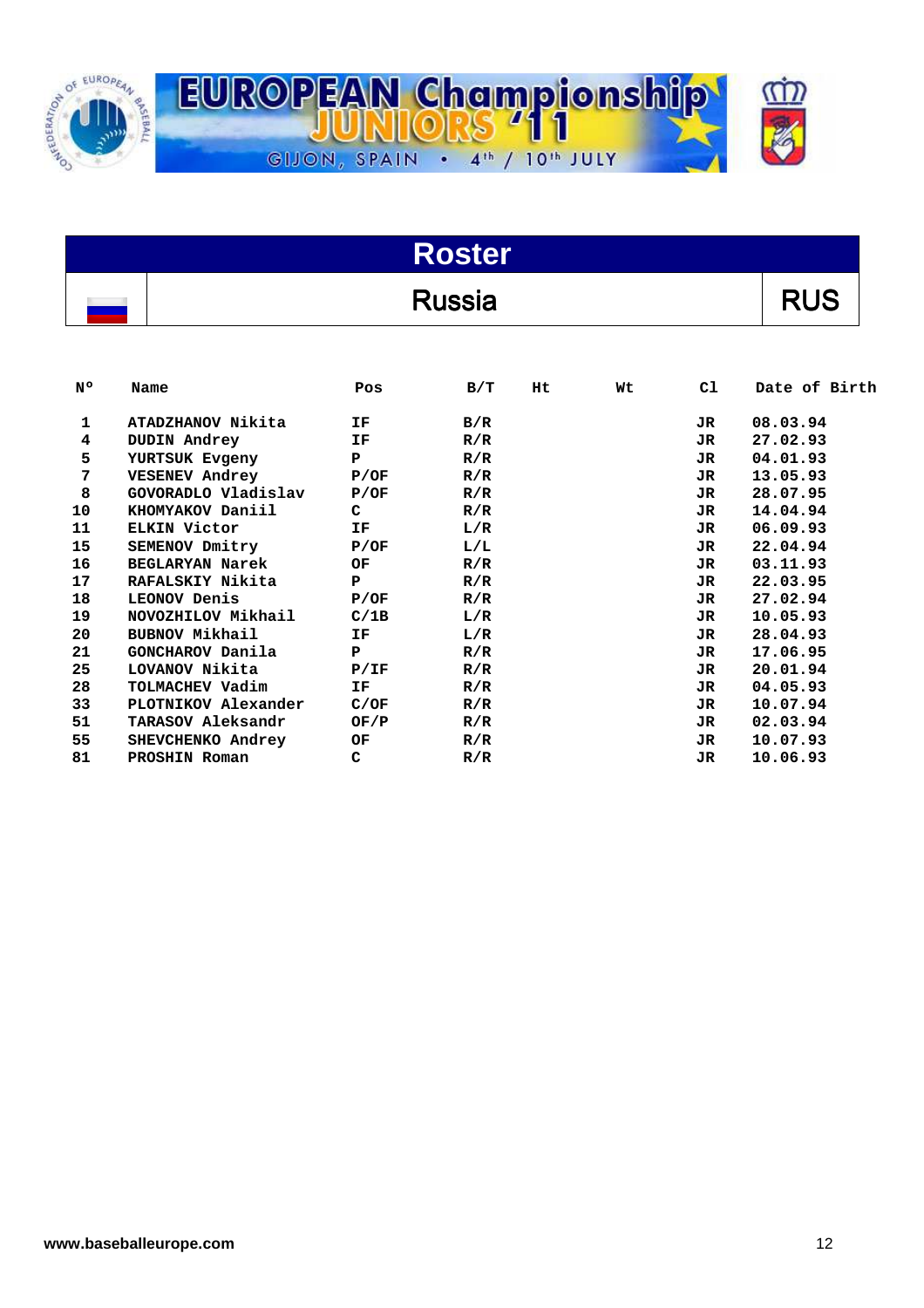# EUROPEAN Championship JUNIORS '11

GIJON, SPAIN • 4th / 10th JULY

## Roster

## Russia — RUS

| Nº | Name | Pos | B/T | Ht | Wt | Cl | Date of Birth |
|---|---|---|---|---|---|---|---|
| 1 | ATADZHANOV Nikita | IF | B/R | | | JR | 08.03.94 |
| 4 | DUDIN Andrey | IF | R/R | | | JR | 27.02.93 |
| 5 | YURTSUK Evgeny | P | R/R | | | JR | 04.01.93 |
| 7 | VESENEV Andrey | P/OF | R/R | | | JR | 13.05.93 |
| 8 | GOVORADLO Vladislav | P/OF | R/R | | | JR | 28.07.95 |
| 10 | KHOMYAKOV Daniil | C | R/R | | | JR | 14.04.94 |
| 11 | ELKIN Victor | IF | L/R | | | JR | 06.09.93 |
| 15 | SEMENOV Dmitry | P/OF | L/L | | | JR | 22.04.94 |
| 16 | BEGLARYAN Narek | OF | R/R | | | JR | 03.11.93 |
| 17 | RAFALSKIY Nikita | P | R/R | | | JR | 22.03.95 |
| 18 | LEONOV Denis | P/OF | R/R | | | JR | 27.02.94 |
| 19 | NOVOZHILOV Mikhail | C/1B | L/R | | | JR | 10.05.93 |
| 20 | BUBNOV Mikhail | IF | L/R | | | JR | 28.04.93 |
| 21 | GONCHAROV Danila | P | R/R | | | JR | 17.06.95 |
| 25 | LOVANOV Nikita | P/IF | R/R | | | JR | 20.01.94 |
| 28 | TOLMACHEV Vadim | IF | R/R | | | JR | 04.05.93 |
| 33 | PLOTNIKOV Alexander | C/OF | R/R | | | JR | 10.07.94 |
| 51 | TARASOV Aleksandr | OF/P | R/R | | | JR | 02.03.94 |
| 55 | SHEVCHENKO Andrey | OF | R/R | | | JR | 10.07.93 |
| 81 | PROSHIN Roman | C | R/R | | | JR | 10.06.93 |

www.baseballeurope.com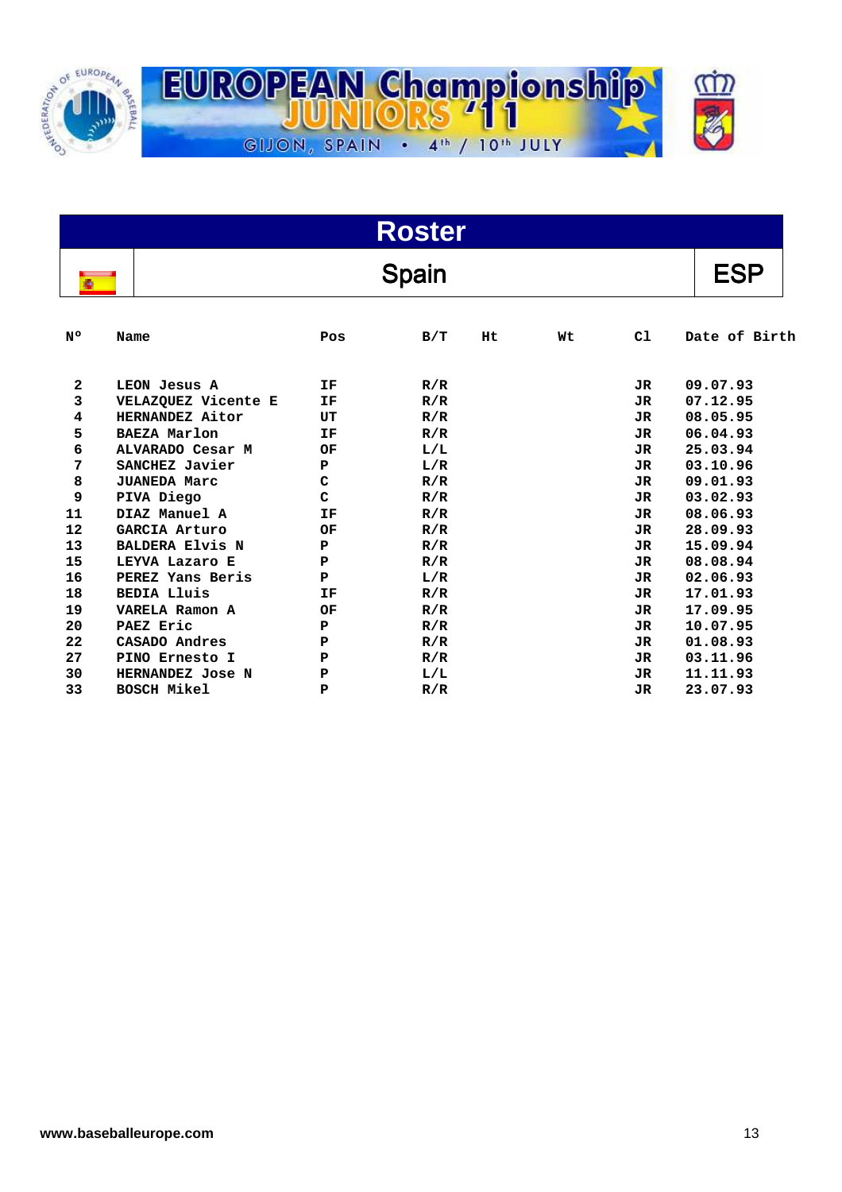EUROPEAN Championship JUNIORS '11

GIJON, SPAIN • 4th / 10th JULY

# Roster

## Spain

**ESP**

| Nº | Name | Pos | B/T | Ht | Wt | Cl | Date of Birth |
|---|---|---|---|---|---|---|---|
| 2 | LEON Jesus A | IF | R/R | | | JR | 09.07.93 |
| 3 | VELAZQUEZ Vicente E | IF | R/R | | | JR | 07.12.95 |
| 4 | HERNANDEZ Aitor | UT | R/R | | | JR | 08.05.95 |
| 5 | BAEZA Marlon | IF | R/R | | | JR | 06.04.93 |
| 6 | ALVARADO Cesar M | OF | L/L | | | JR | 25.03.94 |
| 7 | SANCHEZ Javier | P | L/R | | | JR | 03.10.96 |
| 8 | JUANEDA Marc | C | R/R | | | JR | 09.01.93 |
| 9 | PIVA Diego | C | R/R | | | JR | 03.02.93 |
| 11 | DIAZ Manuel A | IF | R/R | | | JR | 08.06.93 |
| 12 | GARCIA Arturo | OF | R/R | | | JR | 28.09.93 |
| 13 | BALDERA Elvis N | P | R/R | | | JR | 15.09.94 |
| 15 | LEYVA Lazaro E | P | R/R | | | JR | 08.08.94 |
| 16 | PEREZ Yans Beris | P | L/R | | | JR | 02.06.93 |
| 18 | BEDIA Lluis | IF | R/R | | | JR | 17.01.93 |
| 19 | VARELA Ramon A | OF | R/R | | | JR | 17.09.95 |
| 20 | PAEZ Eric | P | R/R | | | JR | 10.07.95 |
| 22 | CASADO Andres | P | R/R | | | JR | 01.08.93 |
| 27 | PINO Ernesto I | P | R/R | | | JR | 03.11.96 |
| 30 | HERNANDEZ Jose N | P | L/L | | | JR | 11.11.93 |
| 33 | BOSCH Mikel | P | R/R | | | JR | 23.07.93 |

www.baseballeurope.com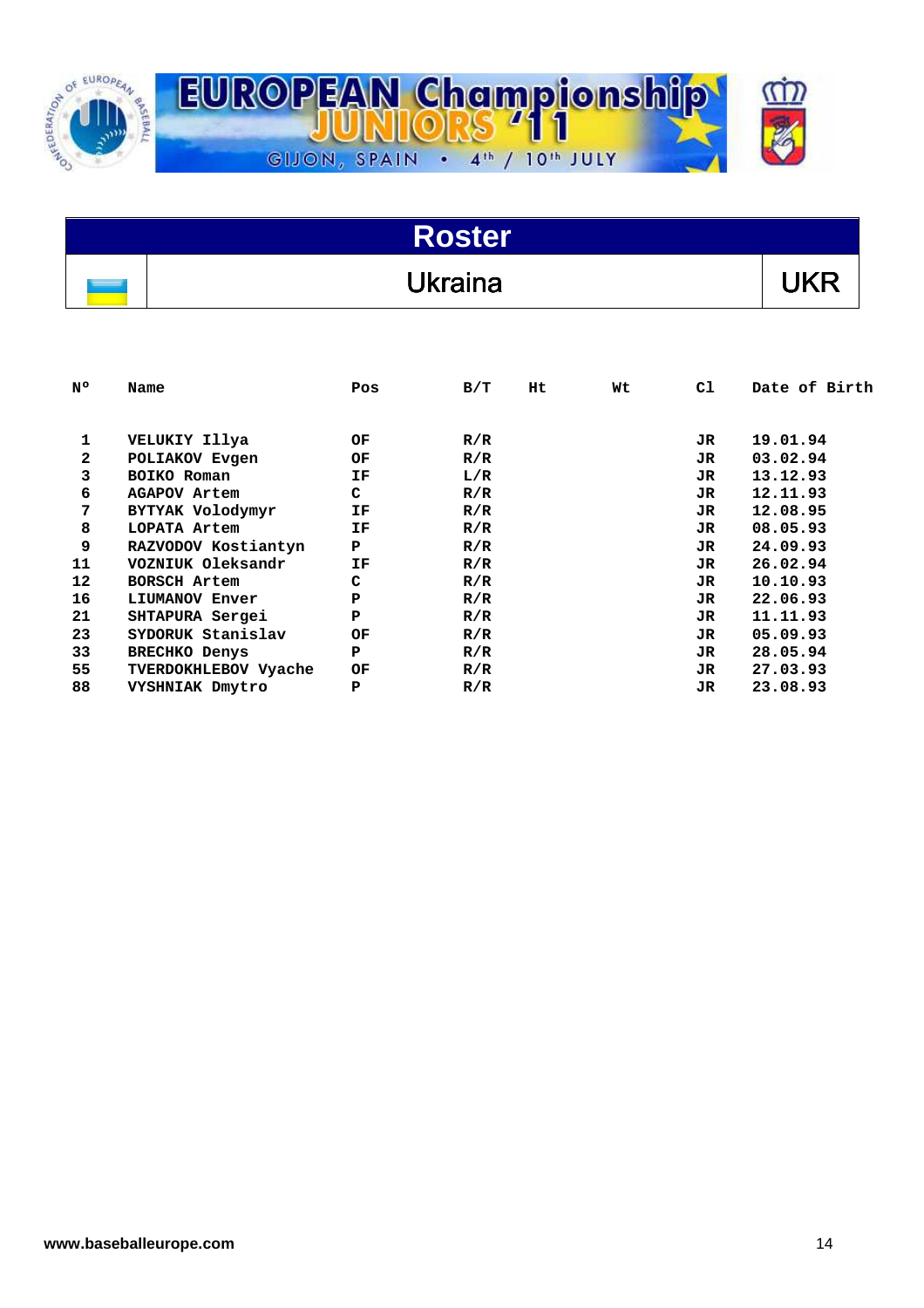# EUROPEAN Championship JUNIORS '11

GIJON, SPAIN • 4th / 10th JULY

## Roster

| | Ukraina | UKR |
|---|---|---|

| Nº | Name | Pos | B/T | Ht | Wt | Cl | Date of Birth |
|---|---|---|---|---|---|---|---|
| 1 | VELUKIY Illya | OF | R/R | | | JR | 19.01.94 |
| 2 | POLIAKOV Evgen | OF | R/R | | | JR | 03.02.94 |
| 3 | BOIKO Roman | IF | L/R | | | JR | 13.12.93 |
| 6 | AGAPOV Artem | C | R/R | | | JR | 12.11.93 |
| 7 | BYTYAK Volodymyr | IF | R/R | | | JR | 12.08.95 |
| 8 | LOPATA Artem | IF | R/R | | | JR | 08.05.93 |
| 9 | RAZVODOV Kostiantyn | P | R/R | | | JR | 24.09.93 |
| 11 | VOZNIUK Oleksandr | IF | R/R | | | JR | 26.02.94 |
| 12 | BORSCH Artem | C | R/R | | | JR | 10.10.93 |
| 16 | LIUMANOV Enver | P | R/R | | | JR | 22.06.93 |
| 21 | SHTAPURA Sergei | P | R/R | | | JR | 11.11.93 |
| 23 | SYDORUK Stanislav | OF | R/R | | | JR | 05.09.93 |
| 33 | BRECHKO Denys | P | R/R | | | JR | 28.05.94 |
| 55 | TVERDOKHLEBOV Vyache | OF | R/R | | | JR | 27.03.93 |
| 88 | VYSHNIAK Dmytro | P | R/R | | | JR | 23.08.93 |

www.baseballeurope.com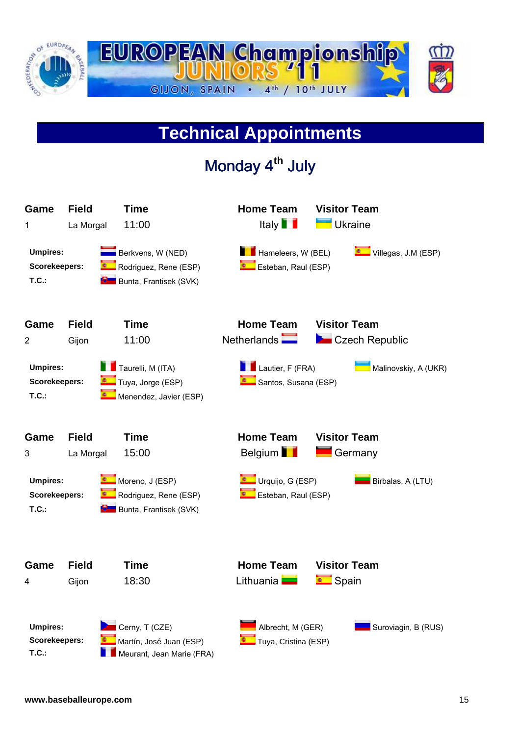EUROPEAN Championship JUNIORS '11

GIJON, SPAIN • 4th / 10th JULY

# Technical Appointments

## Monday 4th July

| Game | Field | Time | Home Team | Visitor Team |
|---|---|---|---|---|
| 1 | La Morgal | 11:00 | Italy | Ukraine |

**Umpires:** Berkvens, W (NED) — Hameleers, W (BEL) — Villegas, J.M (ESP)
**Scorekeepers:** Rodriguez, Rene (ESP) — Esteban, Raul (ESP)
**T.C.:** Bunta, Frantisek (SVK)

| Game | Field | Time | Home Team | Visitor Team |
|---|---|---|---|---|
| 2 | Gijon | 11:00 | Netherlands | Czech Republic |

**Umpires:** Taurelli, M (ITA) — Lautier, F (FRA) — Malinovskiy, A (UKR)
**Scorekeepers:** Tuya, Jorge (ESP) — Santos, Susana (ESP)
**T.C.:** Menendez, Javier (ESP)

| Game | Field | Time | Home Team | Visitor Team |
|---|---|---|---|---|
| 3 | La Morgal | 15:00 | Belgium | Germany |

**Umpires:** Moreno, J (ESP) — Urquijo, G (ESP) — Birbalas, A (LTU)
**Scorekeepers:** Rodriguez, Rene (ESP) — Esteban, Raul (ESP)
**T.C.:** Bunta, Frantisek (SVK)

| Game | Field | Time | Home Team | Visitor Team |
|---|---|---|---|---|
| 4 | Gijon | 18:30 | Lithuania | Spain |

**Umpires:** Cerny, T (CZE) — Albrecht, M (GER) — Suroviagin, B (RUS)
**Scorekeepers:** Martín, José Juan (ESP) — Tuya, Cristina (ESP)
**T.C.:** Meurant, Jean Marie (FRA)

www.baseballeurope.com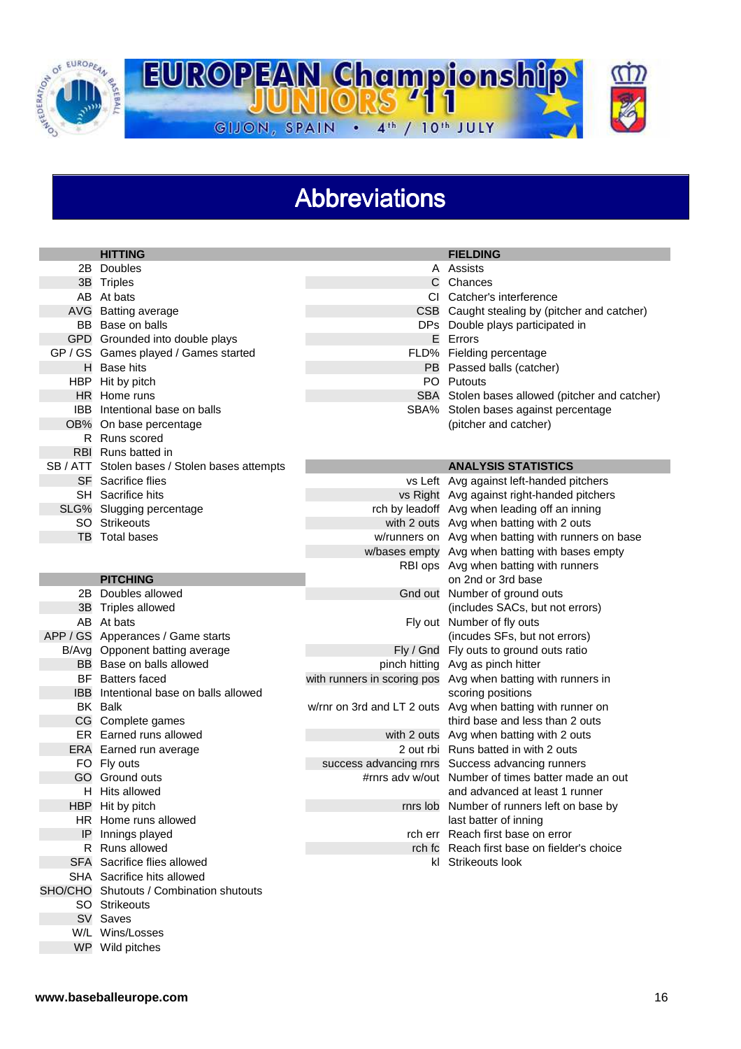# Abbreviations

## HITTING

| | |
|---|---|
| 2B | Doubles |
| 3B | Triples |
| AB | At bats |
| AVG | Batting average |
| BB | Base on balls |
| GPD | Grounded into double plays |
| GP / GS | Games played / Games started |
| H | Base hits |
| HBP | Hit by pitch |
| HR | Home runs |
| IBB | Intentional base on balls |
| OB% | On base percentage |
| R | Runs scored |
| RBI | Runs batted in |
| SB / ATT | Stolen bases / Stolen bases attempts |
| SF | Sacrifice flies |
| SH | Sacrifice hits |
| SLG% | Slugging percentage |
| SO | Strikeouts |
| TB | Total bases |

## PITCHING

| | |
|---|---|
| 2B | Doubles allowed |
| 3B | Triples allowed |
| AB | At bats |
| APP / GS | Apperances / Game starts |
| B/Avg | Opponent batting average |
| BB | Base on balls allowed |
| BF | Batters faced |
| IBB | Intentional base on balls allowed |
| BK | Balk |
| CG | Complete games |
| ER | Earned runs allowed |
| ERA | Earned run average |
| FO | Fly outs |
| GO | Ground outs |
| H | Hits allowed |
| HBP | Hit by pitch |
| HR | Home runs allowed |
| IP | Innings played |
| R | Runs allowed |
| SFA | Sacrifice flies allowed |
| SHA | Sacrifice hits allowed |
| SHO/CHO | Shutouts / Combination shutouts |
| SO | Strikeouts |
| SV | Saves |
| W/L | Wins/Losses |
| WP | Wild pitches |

## FIELDING

| | |
|---|---|
| A | Assists |
| C | Chances |
| CI | Catcher's interference |
| CSB | Caught stealing by (pitcher and catcher) |
| DPs | Double plays participated in |
| E | Errors |
| FLD% | Fielding percentage |
| PB | Passed balls (catcher) |
| PO | Putouts |
| SBA | Stolen bases allowed (pitcher and catcher) |
| SBA% | Stolen bases against percentage (pitcher and catcher) |

## ANALYSIS STATISTICS

| | |
|---|---|
| vs Left | Avg against left-handed pitchers |
| vs Right | Avg against right-handed pitchers |
| rch by leadoff | Avg when leading off an inning |
| with 2 outs | Avg when batting with 2 outs |
| w/runners on | Avg when batting with runners on base |
| w/bases empty | Avg when batting with bases empty |
| RBI ops | Avg when batting with runners on 2nd or 3rd base |
| Gnd out | Number of ground outs (includes SACs, but not errors) |
| Fly out | Number of fly outs (incudes SFs, but not errors) |
| Fly / Gnd | Fly outs to ground outs ratio |
| pinch hitting | Avg as pinch hitter |
| with runners in scoring pos | Avg when batting with runners in scoring positions |
| w/rnr on 3rd and LT 2 outs | Avg when batting with runner on third base and less than 2 outs |
| with 2 outs | Avg when batting with 2 outs |
| 2 out rbi | Runs batted in with 2 outs |
| success advancing rnrs | Success advancing runners |
| #rnrs adv w/out | Number of times batter made an out and advanced at least 1 runner |
| rnrs lob | Number of runners left on base by last batter of inning |
| rch err | Reach first base on error |
| rch fc | Reach first base on fielder's choice |
| kl | Strikeouts look |

**www.baseballeurope.com**